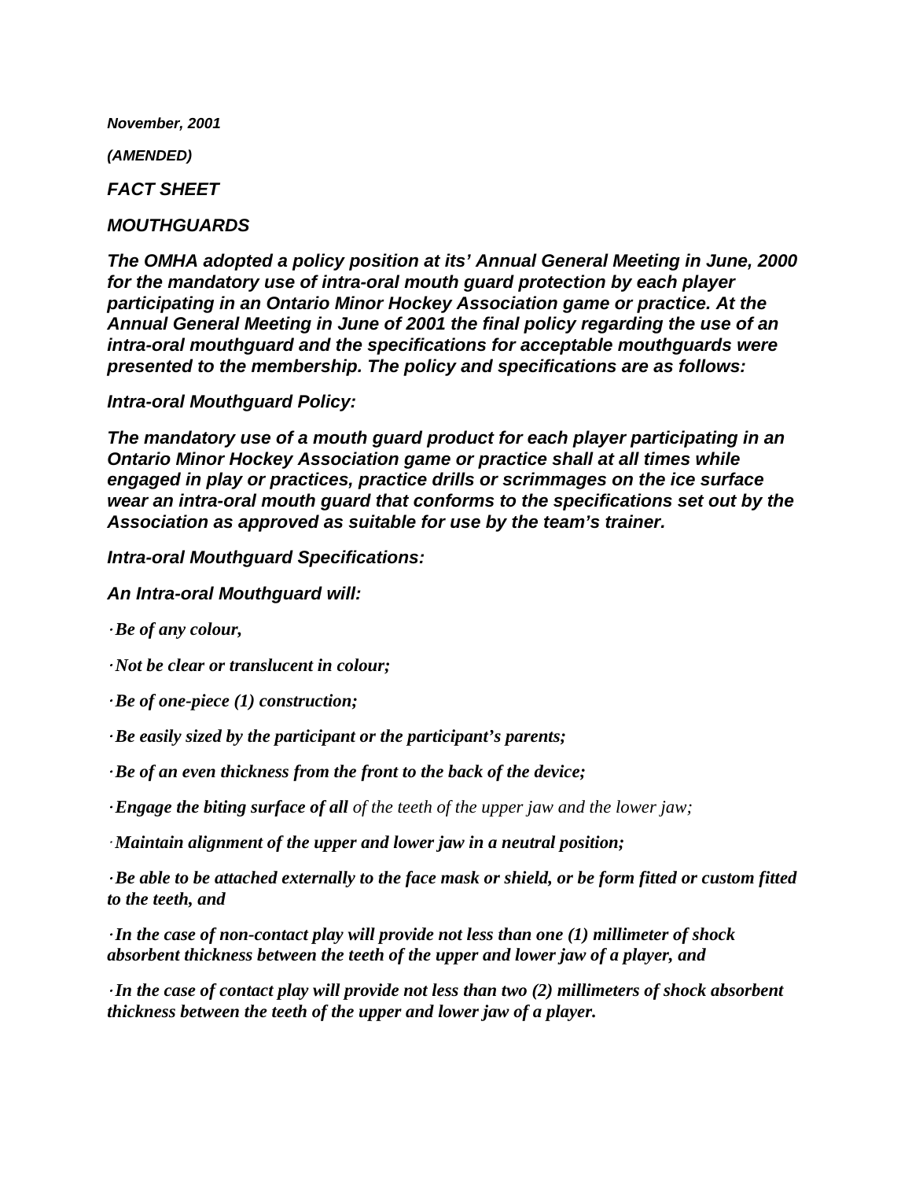*November, 2001*

*(AMENDED)*

## *FACT SHEET*

## *MOUTHGUARDS*

***The OMHA adopted a policy position at its' Annual General Meeting in June, 2000 for the mandatory use of intra-oral mouth guard protection by each player participating in an Ontario Minor Hockey Association game or practice. At the Annual General Meeting in June of 2001 the final policy regarding the use of an intra-oral mouthguard and the specifications for acceptable mouthguards were presented to the membership. The policy and specifications are as follows:***

### *Intra-oral Mouthguard Policy:*

***The mandatory use of a mouth guard product for each player participating in an Ontario Minor Hockey Association game or practice shall at all times while engaged in play or practices, practice drills or scrimmages on the ice surface wear an intra-oral mouth guard that conforms to the specifications set out by the Association as approved as suitable for use by the team's trainer.***

### *Intra-oral Mouthguard Specifications:*

***An Intra-oral Mouthguard will:***

- ***Be of any colour,***
- ***Not be clear or translucent in colour;***
- ***Be of one-piece (1) construction;***
- ***Be easily sized by the participant or the participant's parents;***
- ***Be of an even thickness from the front to the back of the device;***
- ***Engage the biting surface of all** of the teeth of the upper jaw and the lower jaw;*
- ***Maintain alignment of the upper and lower jaw in a neutral position;***
- ***Be able to be attached externally to the face mask or shield, or be form fitted or custom fitted to the teeth, and***
- ***In the case of non-contact play will provide not less than one (1) millimeter of shock absorbent thickness between the teeth of the upper and lower jaw of a player, and***
- ***In the case of contact play will provide not less than two (2) millimeters of shock absorbent thickness between the teeth of the upper and lower jaw of a player.***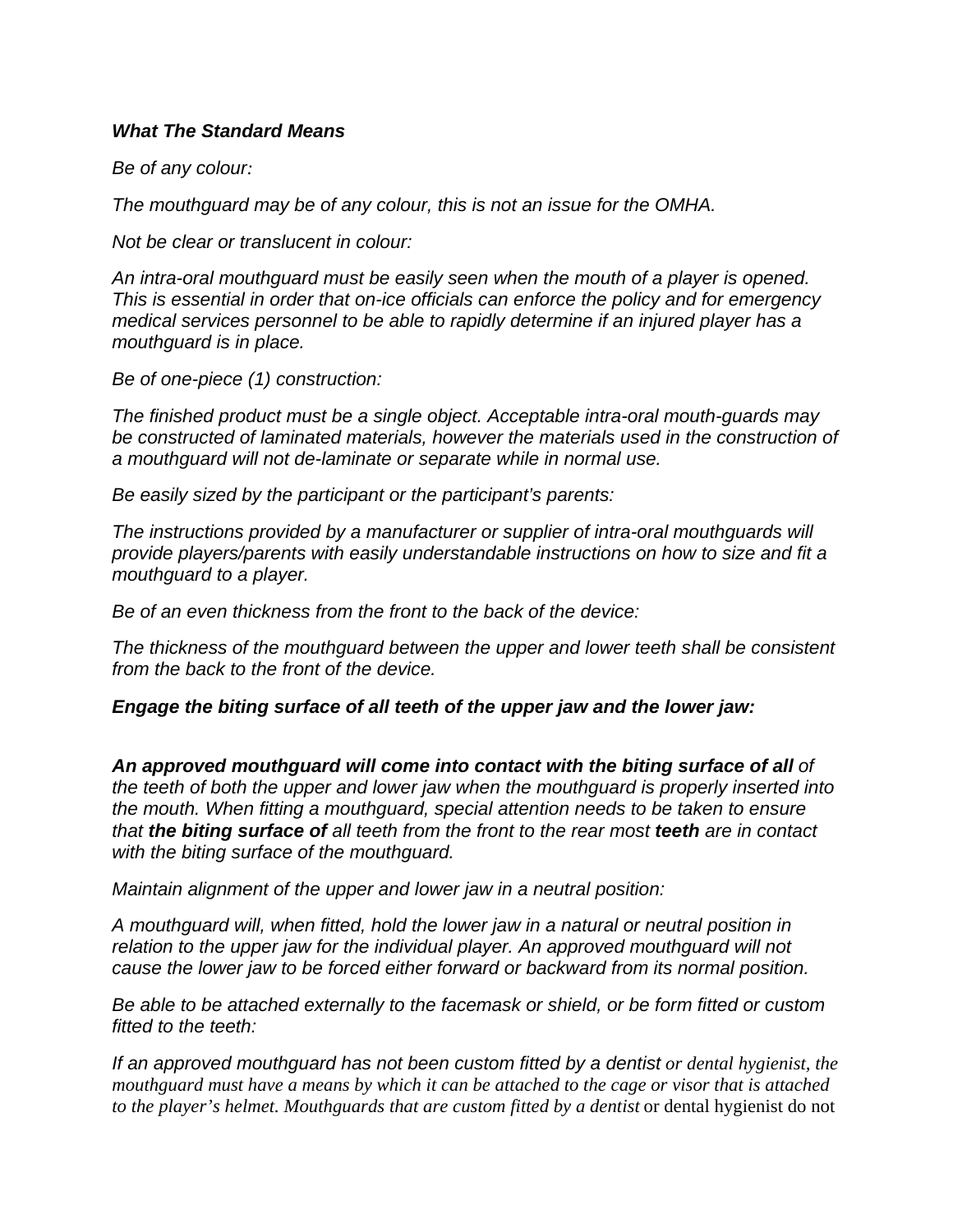***What The Standard Means***

*Be of any colour:*

*The mouthguard may be of any colour, this is not an issue for the OMHA.*

*Not be clear or translucent in colour:*

*An intra-oral mouthguard must be easily seen when the mouth of a player is opened. This is essential in order that on-ice officials can enforce the policy and for emergency medical services personnel to be able to rapidly determine if an injured player has a mouthguard is in place.*

*Be of one-piece (1) construction:*

*The finished product must be a single object. Acceptable intra-oral mouth-guards may be constructed of laminated materials, however the materials used in the construction of a mouthguard will not de-laminate or separate while in normal use.*

*Be easily sized by the participant or the participant's parents:*

*The instructions provided by a manufacturer or supplier of intra-oral mouthguards will provide players/parents with easily understandable instructions on how to size and fit a mouthguard to a player.*

*Be of an even thickness from the front to the back of the device:*

*The thickness of the mouthguard between the upper and lower teeth shall be consistent from the back to the front of the device.*

***Engage the biting surface of all teeth of the upper jaw and the lower jaw:***

***An approved mouthguard will come into contact with the biting surface of all*** *of the teeth of both the upper and lower jaw when the mouthguard is properly inserted into the mouth. When fitting a mouthguard, special attention needs to be taken to ensure that* ***the biting surface of*** *all teeth from the front to the rear most* ***teeth*** *are in contact with the biting surface of the mouthguard.*

*Maintain alignment of the upper and lower jaw in a neutral position:*

*A mouthguard will, when fitted, hold the lower jaw in a natural or neutral position in relation to the upper jaw for the individual player. An approved mouthguard will not cause the lower jaw to be forced either forward or backward from its normal position.*

*Be able to be attached externally to the facemask or shield, or be form fitted or custom fitted to the teeth:*

*If an approved mouthguard has not been custom fitted by a dentist or dental hygienist, the mouthguard must have a means by which it can be attached to the cage or visor that is attached to the player's helmet. Mouthguards that are custom fitted by a dentist* or dental hygienist do not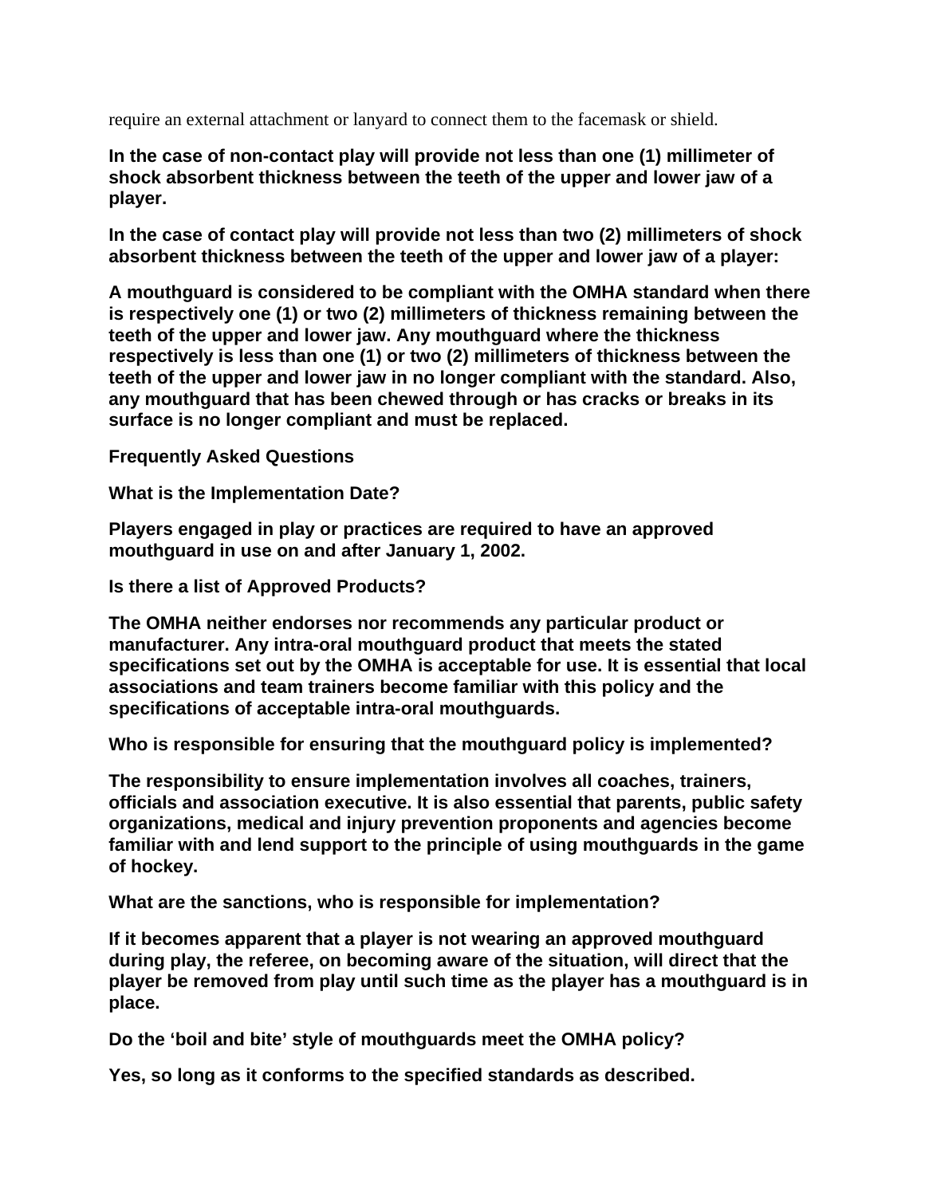require an external attachment or lanyard to connect them to the facemask or shield.

**In the case of non-contact play will provide not less than one (1) millimeter of shock absorbent thickness between the teeth of the upper and lower jaw of a player.**

**In the case of contact play will provide not less than two (2) millimeters of shock absorbent thickness between the teeth of the upper and lower jaw of a player:**

**A mouthguard is considered to be compliant with the OMHA standard when there is respectively one (1) or two (2) millimeters of thickness remaining between the teeth of the upper and lower jaw. Any mouthguard where the thickness respectively is less than one (1) or two (2) millimeters of thickness between the teeth of the upper and lower jaw in no longer compliant with the standard. Also, any mouthguard that has been chewed through or has cracks or breaks in its surface is no longer compliant and must be replaced.**

**Frequently Asked Questions**

**What is the Implementation Date?**

**Players engaged in play or practices are required to have an approved mouthguard in use on and after January 1, 2002.**

**Is there a list of Approved Products?**

**The OMHA neither endorses nor recommends any particular product or manufacturer. Any intra-oral mouthguard product that meets the stated specifications set out by the OMHA is acceptable for use. It is essential that local associations and team trainers become familiar with this policy and the specifications of acceptable intra-oral mouthguards.**

**Who is responsible for ensuring that the mouthguard policy is implemented?**

**The responsibility to ensure implementation involves all coaches, trainers, officials and association executive. It is also essential that parents, public safety organizations, medical and injury prevention proponents and agencies become familiar with and lend support to the principle of using mouthguards in the game of hockey.**

**What are the sanctions, who is responsible for implementation?**

**If it becomes apparent that a player is not wearing an approved mouthguard during play, the referee, on becoming aware of the situation, will direct that the player be removed from play until such time as the player has a mouthguard is in place.**

**Do the 'boil and bite' style of mouthguards meet the OMHA policy?**

**Yes, so long as it conforms to the specified standards as described.**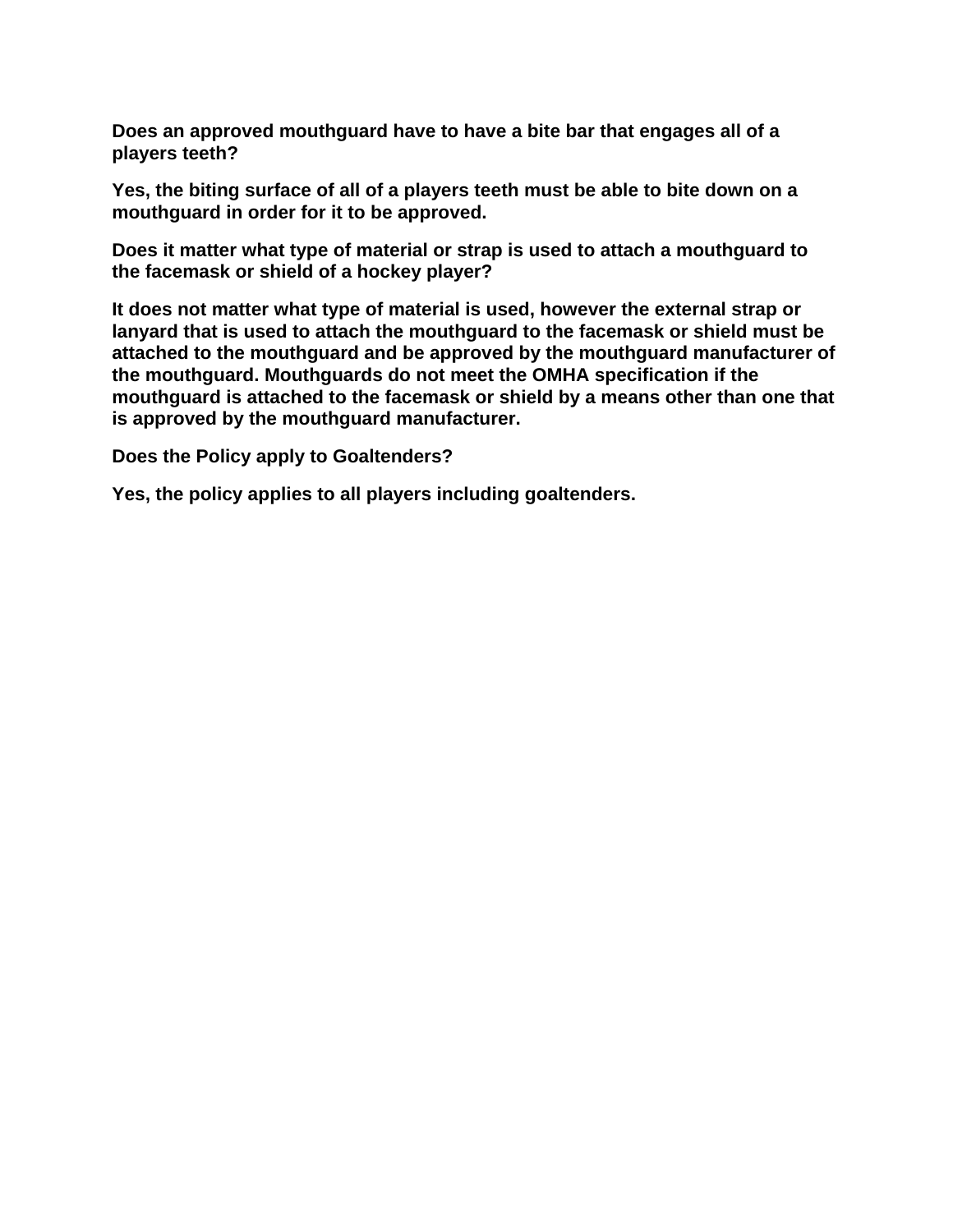**Does an approved mouthguard have to have a bite bar that engages all of a players teeth?**

**Yes, the biting surface of all of a players teeth must be able to bite down on a mouthguard in order for it to be approved.**

**Does it matter what type of material or strap is used to attach a mouthguard to the facemask or shield of a hockey player?**

**It does not matter what type of material is used, however the external strap or lanyard that is used to attach the mouthguard to the facemask or shield must be attached to the mouthguard and be approved by the mouthguard manufacturer of the mouthguard. Mouthguards do not meet the OMHA specification if the mouthguard is attached to the facemask or shield by a means other than one that is approved by the mouthguard manufacturer.**

**Does the Policy apply to Goaltenders?**

**Yes, the policy applies to all players including goaltenders.**